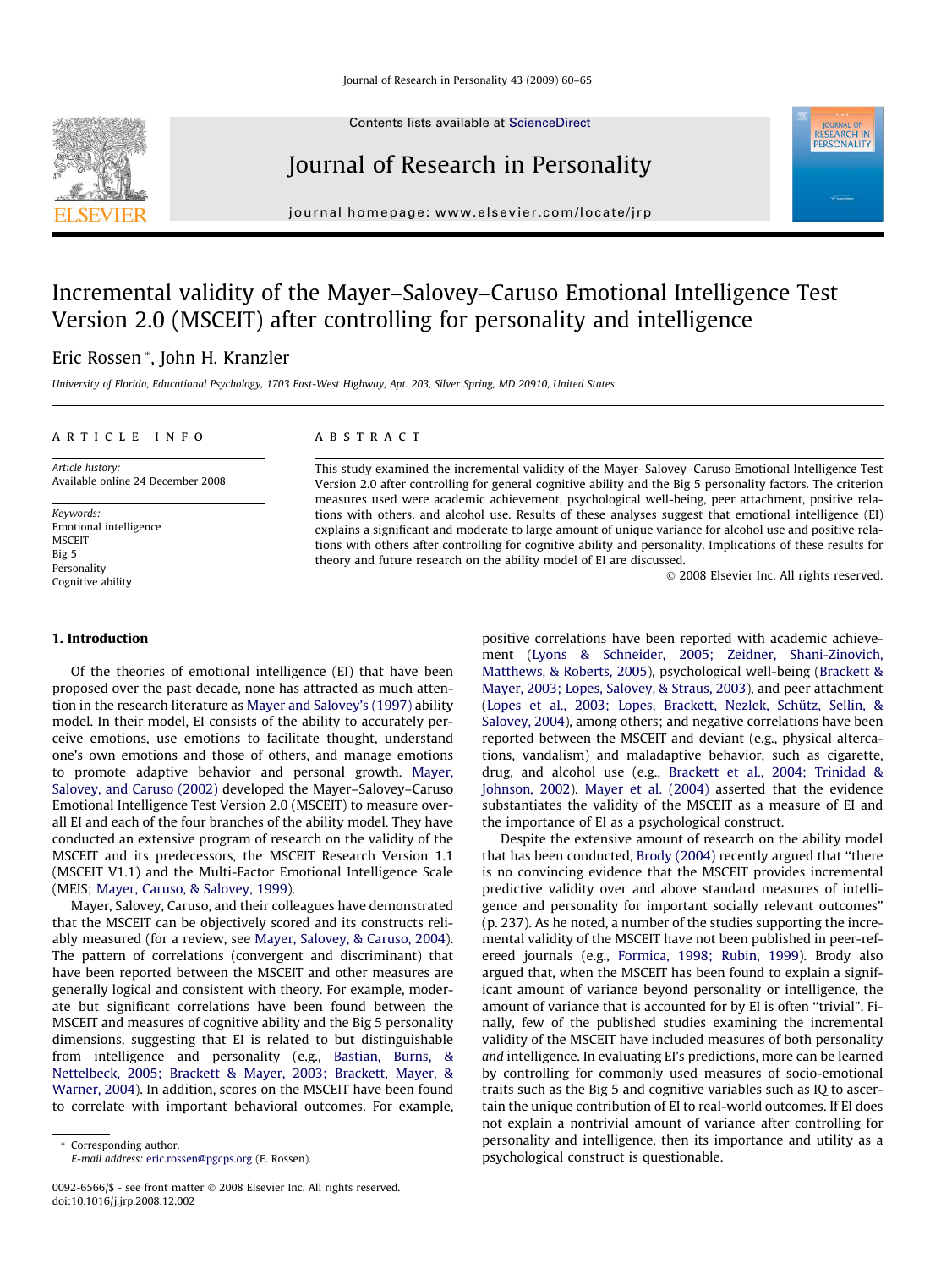# Incremental validity of the Mayer–Salovey–Caruso Emotional Intelligence Test Version 2.0 (MSCEIT) after controlling for personality and intelligence

Eric Rossen *, John H. Kranzler

*University of Florida, Educational Psychology, 1703 East-West Highway, Apt. 203, Silver Spring, MD 20910, United States*

## ARTICLE INFO

*Article history:*
Available online 24 December 2008

*Keywords:*
Emotional intelligence
MSCEIT
Big 5
Personality
Cognitive ability

## ABSTRACT

This study examined the incremental validity of the Mayer–Salovey–Caruso Emotional Intelligence Test Version 2.0 after controlling for general cognitive ability and the Big 5 personality factors. The criterion measures used were academic achievement, psychological well-being, peer attachment, positive relations with others, and alcohol use. Results of these analyses suggest that emotional intelligence (EI) explains a significant and moderate to large amount of unique variance for alcohol use and positive relations with others after controlling for cognitive ability and personality. Implications of these results for theory and future research on the ability model of EI are discussed.

© 2008 Elsevier Inc. All rights reserved.

## 1. Introduction

Of the theories of emotional intelligence (EI) that have been proposed over the past decade, none has attracted as much attention in the research literature as Mayer and Salovey's (1997) ability model. In their model, EI consists of the ability to accurately perceive emotions, use emotions to facilitate thought, understand one's own emotions and those of others, and manage emotions to promote adaptive behavior and personal growth. Mayer, Salovey, and Caruso (2002) developed the Mayer–Salovey–Caruso Emotional Intelligence Test Version 2.0 (MSCEIT) to measure overall EI and each of the four branches of the ability model. They have conducted an extensive program of research on the validity of the MSCEIT and its predecessors, the MSCEIT Research Version 1.1 (MSCEIT V1.1) and the Multi-Factor Emotional Intelligence Scale (MEIS; Mayer, Caruso, & Salovey, 1999).

Mayer, Salovey, Caruso, and their colleagues have demonstrated that the MSCEIT can be objectively scored and its constructs reliably measured (for a review, see Mayer, Salovey, & Caruso, 2004). The pattern of correlations (convergent and discriminant) that have been reported between the MSCEIT and other measures are generally logical and consistent with theory. For example, moderate but significant correlations have been found between the MSCEIT and measures of cognitive ability and the Big 5 personality dimensions, suggesting that EI is related to but distinguishable from intelligence and personality (e.g., Bastian, Burns, & Nettelbeck, 2005; Brackett & Mayer, 2003; Brackett, Mayer, & Warner, 2004). In addition, scores on the MSCEIT have been found to correlate with important behavioral outcomes. For example, positive correlations have been reported with academic achievement (Lyons & Schneider, 2005; Zeidner, Shani-Zinovich, Matthews, & Roberts, 2005), psychological well-being (Brackett & Mayer, 2003; Lopes, Salovey, & Straus, 2003), and peer attachment (Lopes et al., 2003; Lopes, Brackett, Nezlek, Schütz, Sellin, & Salovey, 2004), among others; and negative correlations have been reported between the MSCEIT and deviant (e.g., physical altercations, vandalism) and maladaptive behavior, such as cigarette, drug, and alcohol use (e.g., Brackett et al., 2004; Trinidad & Johnson, 2002). Mayer et al. (2004) asserted that the evidence substantiates the validity of the MSCEIT as a measure of EI and the importance of EI as a psychological construct.

Despite the extensive amount of research on the ability model that has been conducted, Brody (2004) recently argued that "there is no convincing evidence that the MSCEIT provides incremental predictive validity over and above standard measures of intelligence and personality for important socially relevant outcomes" (p. 237). As he noted, a number of the studies supporting the incremental validity of the MSCEIT have not been published in peer-refereed journals (e.g., Formica, 1998; Rubin, 1999). Brody also argued that, when the MSCEIT has been found to explain a significant amount of variance beyond personality or intelligence, the amount of variance that is accounted for by EI is often "trivial". Finally, few of the published studies examining the incremental validity of the MSCEIT have included measures of both personality *and* intelligence. In evaluating EI's predictions, more can be learned by controlling for commonly used measures of socio-emotional traits such as the Big 5 and cognitive variables such as IQ to ascertain the unique contribution of EI to real-world outcomes. If EI does not explain a nontrivial amount of variance after controlling for personality and intelligence, then its importance and utility as a psychological construct is questionable.

* Corresponding author.
*E-mail address:* eric.rossen@pgcps.org (E. Rossen).

0092-6566/$ - see front matter © 2008 Elsevier Inc. All rights reserved.
doi:10.1016/j.jrp.2008.12.002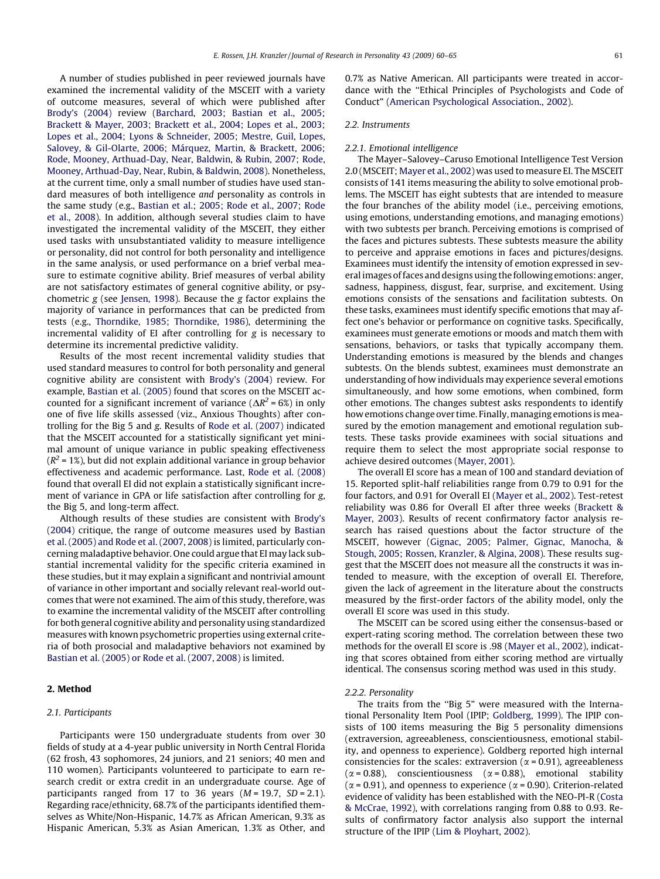A number of studies published in peer reviewed journals have examined the incremental validity of the MSCEIT with a variety of outcome measures, several of which were published after Brody's (2004) review (Barchard, 2003; Bastian et al., 2005; Brackett & Mayer, 2003; Brackett et al., 2004; Lopes et al., 2003; Lopes et al., 2004; Lyons & Schneider, 2005; Mestre, Guil, Lopes, Salovey, & Gil-Olarte, 2006; Márquez, Martin, & Brackett, 2006; Rode, Mooney, Arthuad-Day, Near, Baldwin, & Rubin, 2007; Rode, Mooney, Arthuad-Day, Near, Rubin, & Baldwin, 2008). Nonetheless, at the current time, only a small number of studies have used standard measures of both intelligence *and* personality as controls in the same study (e.g., Bastian et al.; 2005; Rode et al., 2007; Rode et al., 2008). In addition, although several studies claim to have investigated the incremental validity of the MSCEIT, they either used tasks with unsubstantiated validity to measure intelligence or personality, did not control for both personality and intelligence in the same analysis, or used performance on a brief verbal measure to estimate cognitive ability. Brief measures of verbal ability are not satisfactory estimates of general cognitive ability, or psychometric *g* (see Jensen, 1998). Because the *g* factor explains the majority of variance in performances that can be predicted from tests (e.g., Thorndike, 1985; Thorndike, 1986), determining the incremental validity of EI after controlling for *g* is necessary to determine its incremental predictive validity.

Results of the most recent incremental validity studies that used standard measures to control for both personality and general cognitive ability are consistent with Brody's (2004) review. For example, Bastian et al. (2005) found that scores on the MSCEIT accounted for a significant increment of variance ($\Delta R^2 = 6\%$) in only one of five life skills assessed (viz., Anxious Thoughts) after controlling for the Big 5 and *g*. Results of Rode et al. (2007) indicated that the MSCEIT accounted for a statistically significant yet minimal amount of unique variance in public speaking effectiveness ($R^2 = 1\%$), but did not explain additional variance in group behavior effectiveness and academic performance. Last, Rode et al. (2008) found that overall EI did not explain a statistically significant increment of variance in GPA or life satisfaction after controlling for *g*, the Big 5, and long-term affect.

Although results of these studies are consistent with Brody's (2004) critique, the range of outcome measures used by Bastian et al. (2005) and Rode et al. (2007, 2008) is limited, particularly concerning maladaptive behavior. One could argue that EI may lack substantial incremental validity for the specific criteria examined in these studies, but it may explain a significant and nontrivial amount of variance in other important and socially relevant real-world outcomes that were not examined. The aim of this study, therefore, was to examine the incremental validity of the MSCEIT after controlling for both general cognitive ability and personality using standardized measures with known psychometric properties using external criteria of both prosocial and maladaptive behaviors not examined by Bastian et al. (2005) or Rode et al. (2007, 2008) is limited.

## 2. Method

### 2.1. Participants

Participants were 150 undergraduate students from over 30 fields of study at a 4-year public university in North Central Florida (62 frosh, 43 sophomores, 24 juniors, and 21 seniors; 40 men and 110 women). Participants volunteered to participate to earn research credit or extra credit in an undergraduate course. Age of participants ranged from 17 to 36 years ($M = 19.7$, $SD = 2.1$). Regarding race/ethnicity, 68.7% of the participants identified themselves as White/Non-Hispanic, 14.7% as African American, 9.3% as Hispanic American, 5.3% as Asian American, 1.3% as Other, and 0.7% as Native American. All participants were treated in accordance with the "Ethical Principles of Psychologists and Code of Conduct" (American Psychological Association., 2002).

### 2.2. Instruments

#### 2.2.1. Emotional intelligence

The Mayer–Salovey–Caruso Emotional Intelligence Test Version 2.0 (MSCEIT; Mayer et al., 2002) was used to measure EI. The MSCEIT consists of 141 items measuring the ability to solve emotional problems. The MSCEIT has eight subtests that are intended to measure the four branches of the ability model (i.e., perceiving emotions, using emotions, understanding emotions, and managing emotions) with two subtests per branch. Perceiving emotions is comprised of the faces and pictures subtests. These subtests measure the ability to perceive and appraise emotions in faces and pictures/designs. Examinees must identify the intensity of emotion expressed in several images of faces and designs using the following emotions: anger, sadness, happiness, disgust, fear, surprise, and excitement. Using emotions consists of the sensations and facilitation subtests. On these tasks, examinees must identify specific emotions that may affect one's behavior or performance on cognitive tasks. Specifically, examinees must generate emotions or moods and match them with sensations, behaviors, or tasks that typically accompany them. Understanding emotions is measured by the blends and changes subtests. On the blends subtest, examinees must demonstrate an understanding of how individuals may experience several emotions simultaneously, and how some emotions, when combined, form other emotions. The changes subtest asks respondents to identify how emotions change over time. Finally, managing emotions is measured by the emotion management and emotional regulation subtests. These tasks provide examinees with social situations and require them to select the most appropriate social response to achieve desired outcomes (Mayer, 2001).

The overall EI score has a mean of 100 and standard deviation of 15. Reported split-half reliabilities range from 0.79 to 0.91 for the four factors, and 0.91 for Overall EI (Mayer et al., 2002). Test-retest reliability was 0.86 for Overall EI after three weeks (Brackett & Mayer, 2003). Results of recent confirmatory factor analysis research has raised questions about the factor structure of the MSCEIT, however (Gignac, 2005; Palmer, Gignac, Manocha, & Stough, 2005; Rossen, Kranzler, & Algina, 2008). These results suggest that the MSCEIT does not measure all the constructs it was intended to measure, with the exception of overall EI. Therefore, given the lack of agreement in the literature about the constructs measured by the first-order factors of the ability model, only the overall EI score was used in this study.

The MSCEIT can be scored using either the consensus-based or expert-rating scoring method. The correlation between these two methods for the overall EI score is .98 (Mayer et al., 2002), indicating that scores obtained from either scoring method are virtually identical. The consensus scoring method was used in this study.

#### 2.2.2. Personality

The traits from the "Big 5" were measured with the International Personality Item Pool (IPIP; Goldberg, 1999). The IPIP consists of 100 items measuring the Big 5 personality dimensions (extraversion, agreeableness, conscientiousness, emotional stability, and openness to experience). Goldberg reported high internal consistencies for the scales: extraversion ($\alpha = 0.91$), agreeableness ($\alpha = 0.88$), conscientiousness ($\alpha = 0.88$), emotional stability ($\alpha = 0.91$), and openness to experience ($\alpha = 0.90$). Criterion-related evidence of validity has been established with the NEO-PI-R (Costa & McCrae, 1992), with correlations ranging from 0.88 to 0.93. Results of confirmatory factor analysis also support the internal structure of the IPIP (Lim & Ployhart, 2002).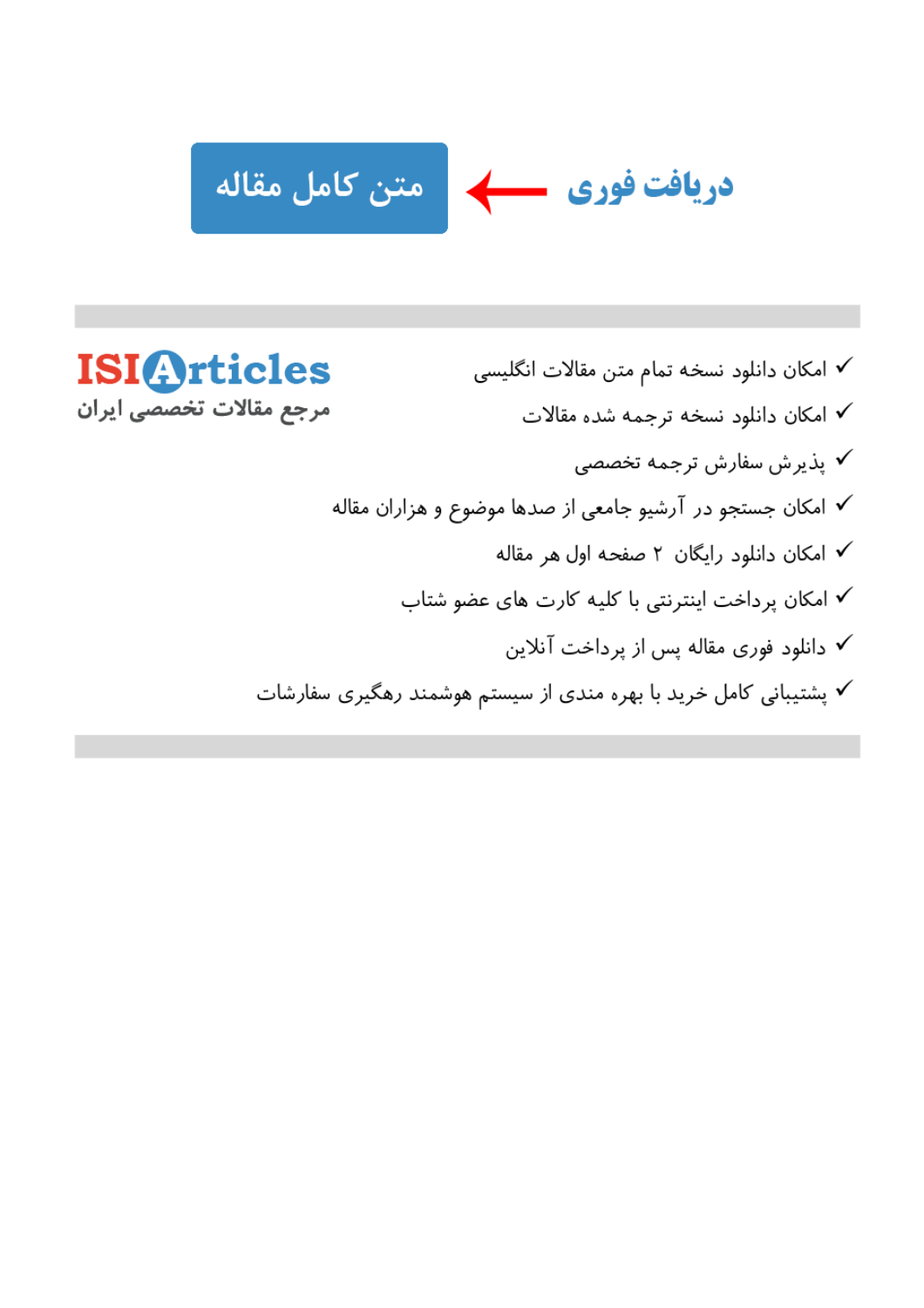**متن کامل مقاله** ← **دریافت فوری**

**ISIArticles**
مرجع مقالات تخصصی ایران

- ✓ امکان دانلود نسخه تمام متن مقالات انگلیسی
- ✓ امکان دانلود نسخه ترجمه شده مقالات
- ✓ پذیرش سفارش ترجمه تخصصی
- ✓ امکان جستجو در آرشیو جامعی از صدها موضوع و هزاران مقاله
- ✓ امکان دانلود رایگان ۲ صفحه اول هر مقاله
- ✓ امکان پرداخت اینترنتی با کلیه کارت های عضو شتاب
- ✓ دانلود فوری مقاله پس از پرداخت آنلاین
- ✓ پشتیبانی کامل خرید با بهره مندی از سیستم هوشمند رهگیری سفارشات